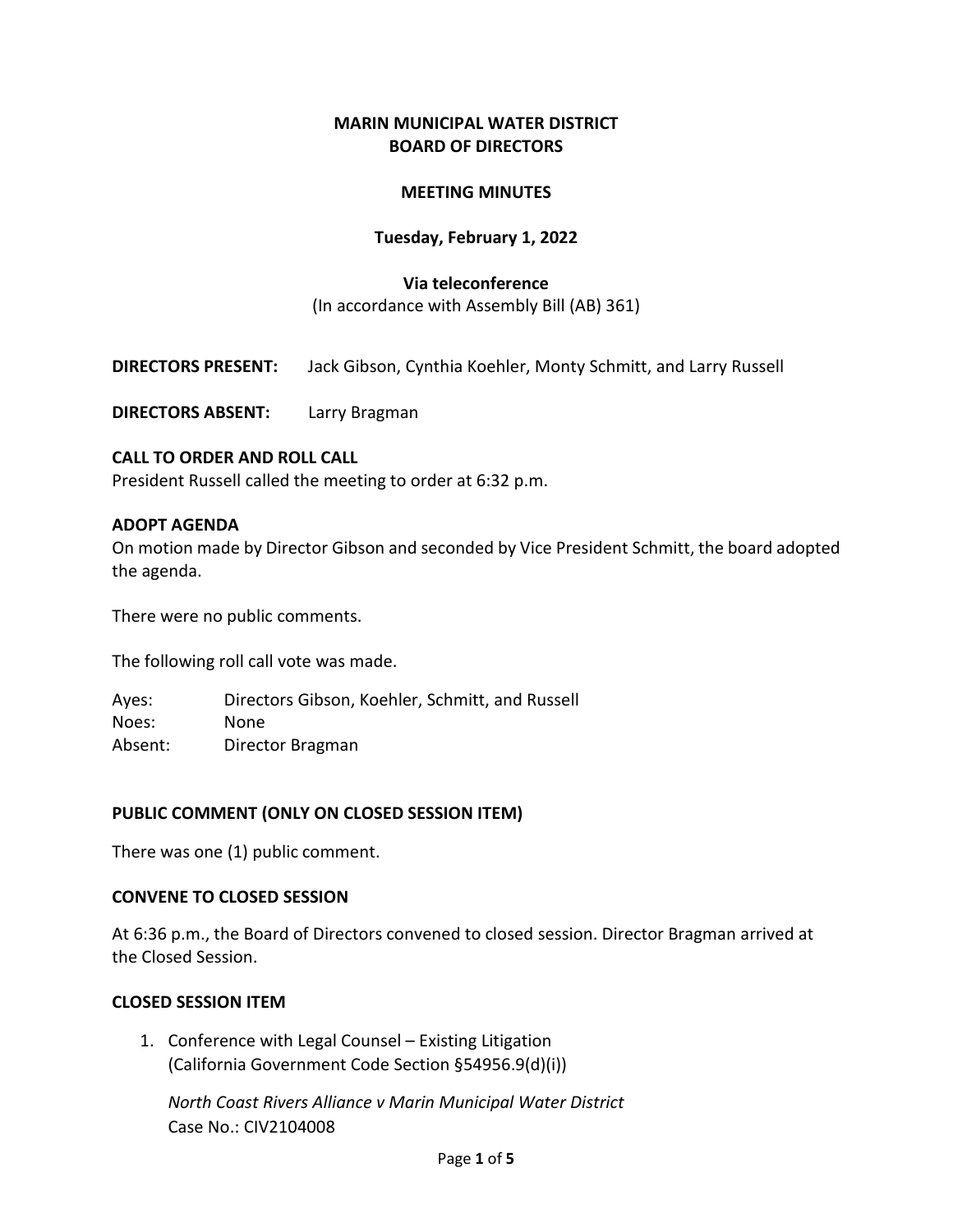# MARIN MUNICIPAL WATER DISTRICT
# BOARD OF DIRECTORS

## MEETING MINUTES

**Tuesday, February 1, 2022**

**Via teleconference**
(In accordance with Assembly Bill (AB) 361)

**DIRECTORS PRESENT:** Jack Gibson, Cynthia Koehler, Monty Schmitt, and Larry Russell

**DIRECTORS ABSENT:** Larry Bragman

### CALL TO ORDER AND ROLL CALL

President Russell called the meeting to order at 6:32 p.m.

### ADOPT AGENDA

On motion made by Director Gibson and seconded by Vice President Schmitt, the board adopted the agenda.

There were no public comments.

The following roll call vote was made.

Ayes: Directors Gibson, Koehler, Schmitt, and Russell
Noes: None
Absent: Director Bragman

### PUBLIC COMMENT (ONLY ON CLOSED SESSION ITEM)

There was one (1) public comment.

### CONVENE TO CLOSED SESSION

At 6:36 p.m., the Board of Directors convened to closed session. Director Bragman arrived at the Closed Session.

### CLOSED SESSION ITEM

1. Conference with Legal Counsel – Existing Litigation (California Government Code Section §54956.9(d)(i))

   *North Coast Rivers Alliance v Marin Municipal Water District*
   Case No.: CIV2104008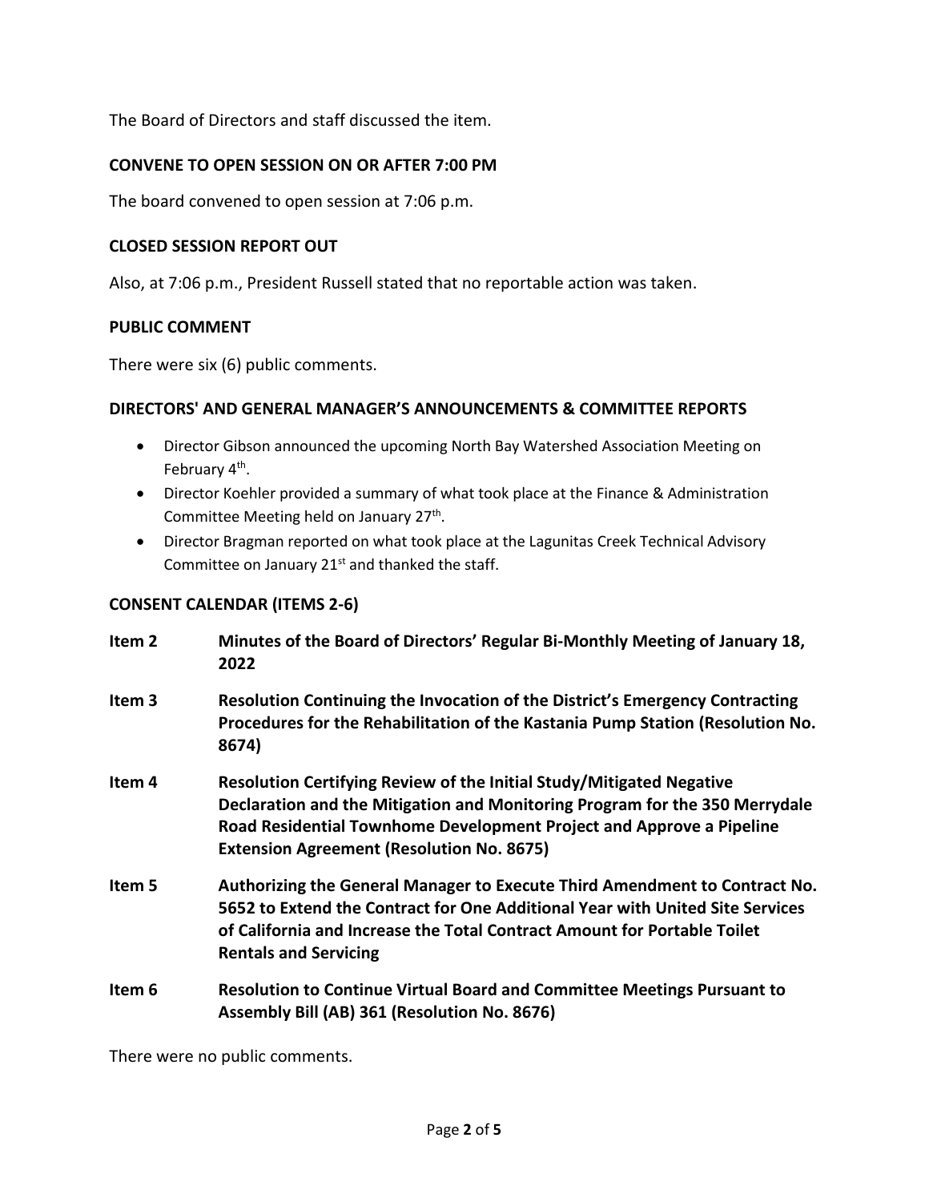The Board of Directors and staff discussed the item.

**CONVENE TO OPEN SESSION ON OR AFTER 7:00 PM**

The board convened to open session at 7:06 p.m.

**CLOSED SESSION REPORT OUT**

Also, at 7:06 p.m., President Russell stated that no reportable action was taken.

**PUBLIC COMMENT**

There were six (6) public comments.

**DIRECTORS' AND GENERAL MANAGER'S ANNOUNCEMENTS & COMMITTEE REPORTS**

- Director Gibson announced the upcoming North Bay Watershed Association Meeting on February 4th.
- Director Koehler provided a summary of what took place at the Finance & Administration Committee Meeting held on January 27th.
- Director Bragman reported on what took place at the Lagunitas Creek Technical Advisory Committee on January 21st and thanked the staff.

**CONSENT CALENDAR (ITEMS 2-6)**

**Item 2 Minutes of the Board of Directors' Regular Bi-Monthly Meeting of January 18, 2022**

**Item 3 Resolution Continuing the Invocation of the District's Emergency Contracting Procedures for the Rehabilitation of the Kastania Pump Station (Resolution No. 8674)**

**Item 4 Resolution Certifying Review of the Initial Study/Mitigated Negative Declaration and the Mitigation and Monitoring Program for the 350 Merrydale Road Residential Townhome Development Project and Approve a Pipeline Extension Agreement (Resolution No. 8675)**

**Item 5 Authorizing the General Manager to Execute Third Amendment to Contract No. 5652 to Extend the Contract for One Additional Year with United Site Services of California and Increase the Total Contract Amount for Portable Toilet Rentals and Servicing**

**Item 6 Resolution to Continue Virtual Board and Committee Meetings Pursuant to Assembly Bill (AB) 361 (Resolution No. 8676)**

There were no public comments.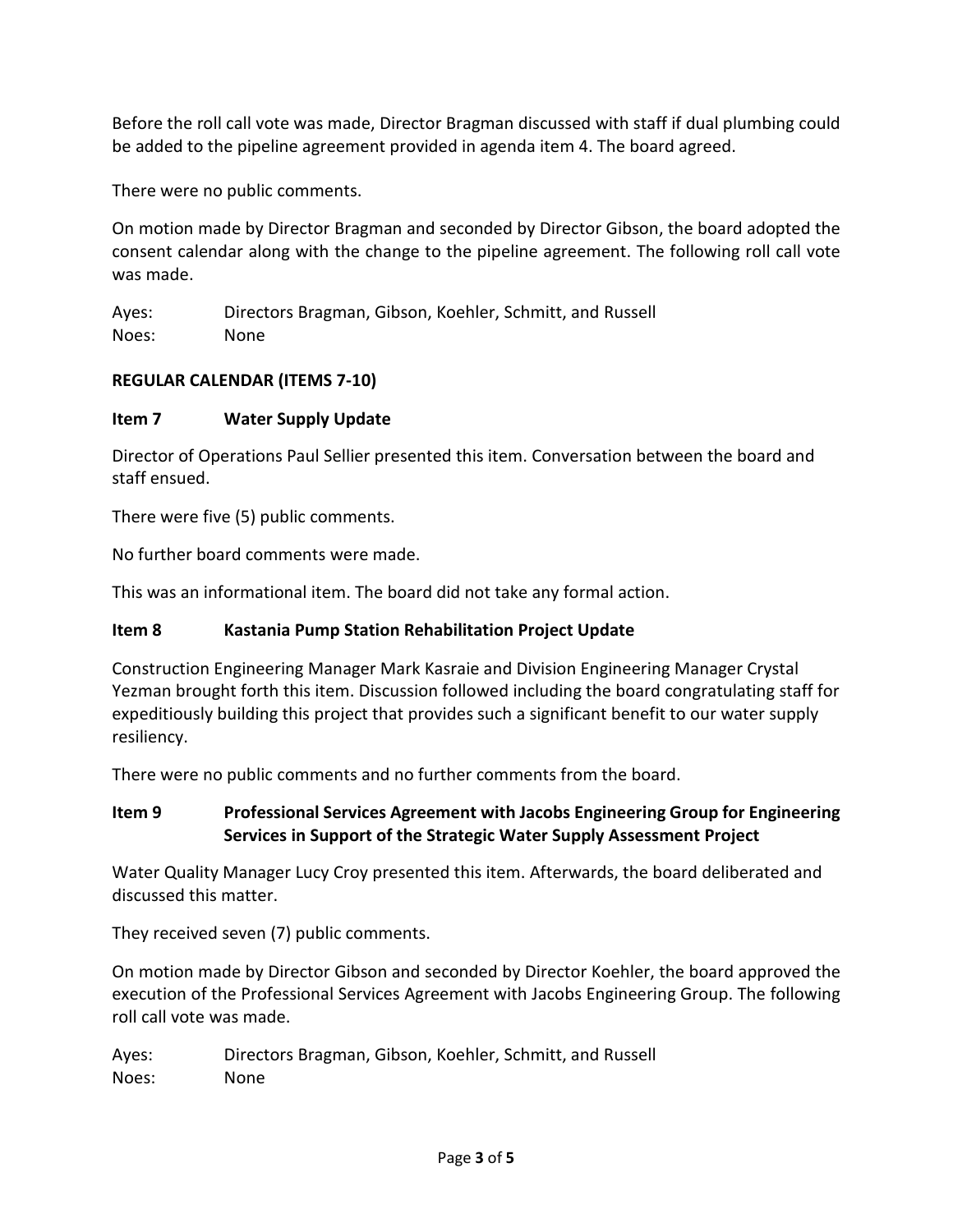Before the roll call vote was made, Director Bragman discussed with staff if dual plumbing could be added to the pipeline agreement provided in agenda item 4. The board agreed.

There were no public comments.

On motion made by Director Bragman and seconded by Director Gibson, the board adopted the consent calendar along with the change to the pipeline agreement. The following roll call vote was made.

Ayes: Directors Bragman, Gibson, Koehler, Schmitt, and Russell
Noes: None

**REGULAR CALENDAR (ITEMS 7-10)**

**Item 7 Water Supply Update**

Director of Operations Paul Sellier presented this item. Conversation between the board and staff ensued.

There were five (5) public comments.

No further board comments were made.

This was an informational item. The board did not take any formal action.

**Item 8 Kastania Pump Station Rehabilitation Project Update**

Construction Engineering Manager Mark Kasraie and Division Engineering Manager Crystal Yezman brought forth this item. Discussion followed including the board congratulating staff for expeditiously building this project that provides such a significant benefit to our water supply resiliency.

There were no public comments and no further comments from the board.

**Item 9 Professional Services Agreement with Jacobs Engineering Group for Engineering Services in Support of the Strategic Water Supply Assessment Project**

Water Quality Manager Lucy Croy presented this item. Afterwards, the board deliberated and discussed this matter.

They received seven (7) public comments.

On motion made by Director Gibson and seconded by Director Koehler, the board approved the execution of the Professional Services Agreement with Jacobs Engineering Group. The following roll call vote was made.

Ayes: Directors Bragman, Gibson, Koehler, Schmitt, and Russell
Noes: None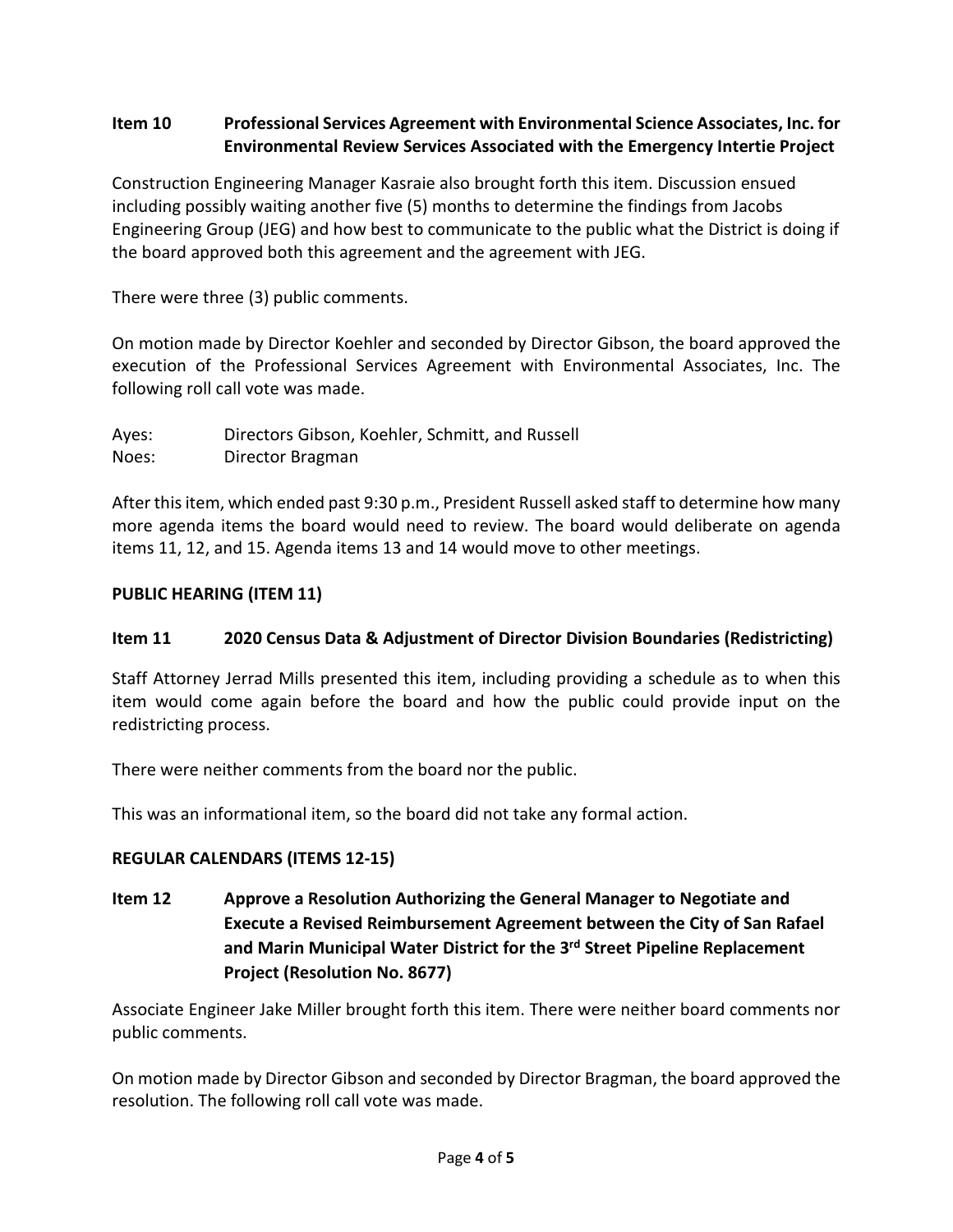**Item 10 Professional Services Agreement with Environmental Science Associates, Inc. for Environmental Review Services Associated with the Emergency Intertie Project**

Construction Engineering Manager Kasraie also brought forth this item. Discussion ensued including possibly waiting another five (5) months to determine the findings from Jacobs Engineering Group (JEG) and how best to communicate to the public what the District is doing if the board approved both this agreement and the agreement with JEG.

There were three (3) public comments.

On motion made by Director Koehler and seconded by Director Gibson, the board approved the execution of the Professional Services Agreement with Environmental Associates, Inc. The following roll call vote was made.

Ayes: Directors Gibson, Koehler, Schmitt, and Russell
Noes: Director Bragman

After this item, which ended past 9:30 p.m., President Russell asked staff to determine how many more agenda items the board would need to review. The board would deliberate on agenda items 11, 12, and 15. Agenda items 13 and 14 would move to other meetings.

**PUBLIC HEARING (ITEM 11)**

**Item 11 2020 Census Data & Adjustment of Director Division Boundaries (Redistricting)**

Staff Attorney Jerrad Mills presented this item, including providing a schedule as to when this item would come again before the board and how the public could provide input on the redistricting process.

There were neither comments from the board nor the public.

This was an informational item, so the board did not take any formal action.

**REGULAR CALENDARS (ITEMS 12-15)**

**Item 12 Approve a Resolution Authorizing the General Manager to Negotiate and Execute a Revised Reimbursement Agreement between the City of San Rafael and Marin Municipal Water District for the 3rd Street Pipeline Replacement Project (Resolution No. 8677)**

Associate Engineer Jake Miller brought forth this item. There were neither board comments nor public comments.

On motion made by Director Gibson and seconded by Director Bragman, the board approved the resolution. The following roll call vote was made.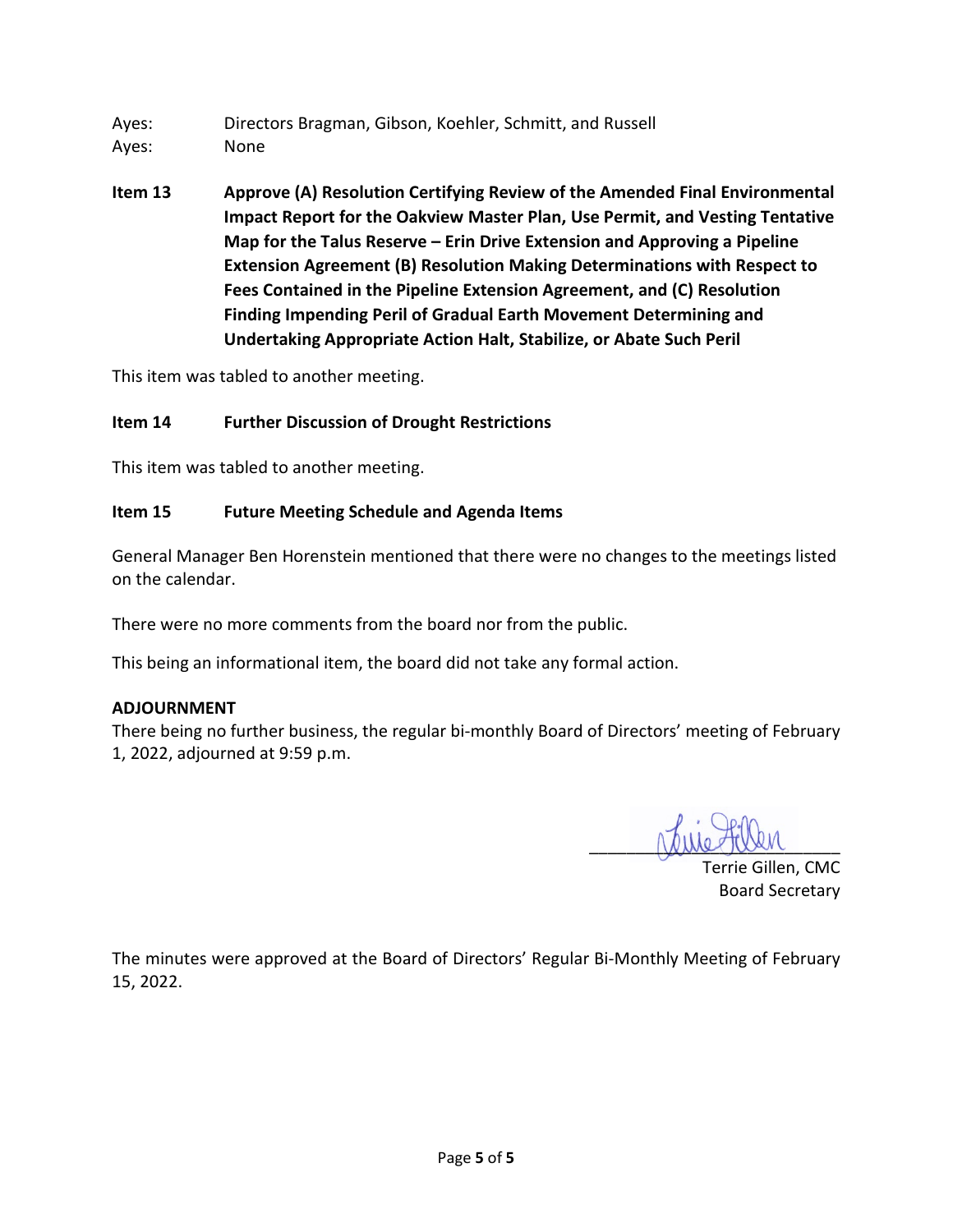Ayes: Directors Bragman, Gibson, Koehler, Schmitt, and Russell
Ayes: None

**Item 13 Approve (A) Resolution Certifying Review of the Amended Final Environmental Impact Report for the Oakview Master Plan, Use Permit, and Vesting Tentative Map for the Talus Reserve – Erin Drive Extension and Approving a Pipeline Extension Agreement (B) Resolution Making Determinations with Respect to Fees Contained in the Pipeline Extension Agreement, and (C) Resolution Finding Impending Peril of Gradual Earth Movement Determining and Undertaking Appropriate Action Halt, Stabilize, or Abate Such Peril**

This item was tabled to another meeting.

**Item 14 Further Discussion of Drought Restrictions**

This item was tabled to another meeting.

**Item 15 Future Meeting Schedule and Agenda Items**

General Manager Ben Horenstein mentioned that there were no changes to the meetings listed on the calendar.

There were no more comments from the board nor from the public.

This being an informational item, the board did not take any formal action.

**ADJOURNMENT**

There being no further business, the regular bi-monthly Board of Directors' meeting of February 1, 2022, adjourned at 9:59 p.m.

Terrie Gillen, CMC
Board Secretary

The minutes were approved at the Board of Directors' Regular Bi-Monthly Meeting of February 15, 2022.